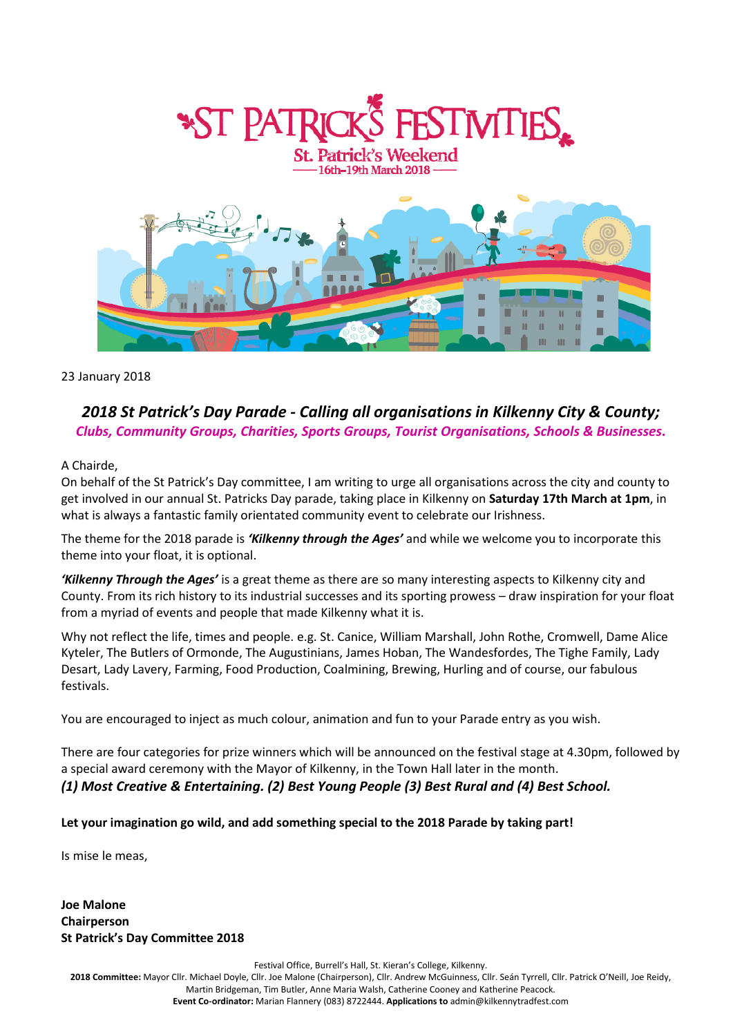# ST PATRICK'S FESTIVITIES

**St. Patrick's Weekend**
**16th–19th March 2018**

23 January 2018

## *2018 St Patrick's Day Parade - Calling all organisations in Kilkenny City & County;*
### *Clubs, Community Groups, Charities, Sports Groups, Tourist Organisations, Schools & Businesses.*

A Chairde,

On behalf of the St Patrick's Day committee, I am writing to urge all organisations across the city and county to get involved in our annual St. Patricks Day parade, taking place in Kilkenny on **Saturday 17th March at 1pm**, in what is always a fantastic family orientated community event to celebrate our Irishness.

The theme for the 2018 parade is ***'Kilkenny through the Ages'*** and while we welcome you to incorporate this theme into your float, it is optional.

***'Kilkenny Through the Ages'*** is a great theme as there are so many interesting aspects to Kilkenny city and County. From its rich history to its industrial successes and its sporting prowess – draw inspiration for your float from a myriad of events and people that made Kilkenny what it is.

Why not reflect the life, times and people. e.g. St. Canice, William Marshall, John Rothe, Cromwell, Dame Alice Kyteler, The Butlers of Ormonde, The Augustinians, James Hoban, The Wandesfordes, The Tighe Family, Lady Desart, Lady Lavery, Farming, Food Production, Coalmining, Brewing, Hurling and of course, our fabulous festivals.

You are encouraged to inject as much colour, animation and fun to your Parade entry as you wish.

There are four categories for prize winners which will be announced on the festival stage at 4.30pm, followed by a special award ceremony with the Mayor of Kilkenny, in the Town Hall later in the month.

***(1) Most Creative & Entertaining. (2) Best Young People (3) Best Rural and (4) Best School.***

**Let your imagination go wild, and add something special to the 2018 Parade by taking part!**

Is mise le meas,

**Joe Malone**
**Chairperson**
**St Patrick's Day Committee 2018**

Festival Office, Burrell's Hall, St. Kieran's College, Kilkenny.

**2018 Committee:** Mayor Cllr. Michael Doyle, Cllr. Joe Malone (Chairperson), Cllr. Andrew McGuinness, Cllr. Seán Tyrrell, Cllr. Patrick O'Neill, Joe Reidy, Martin Bridgeman, Tim Butler, Anne Maria Walsh, Catherine Cooney and Katherine Peacock.

**Event Co-ordinator:** Marian Flannery (083) 8722444. **Applications to** admin@kilkennytradfest.com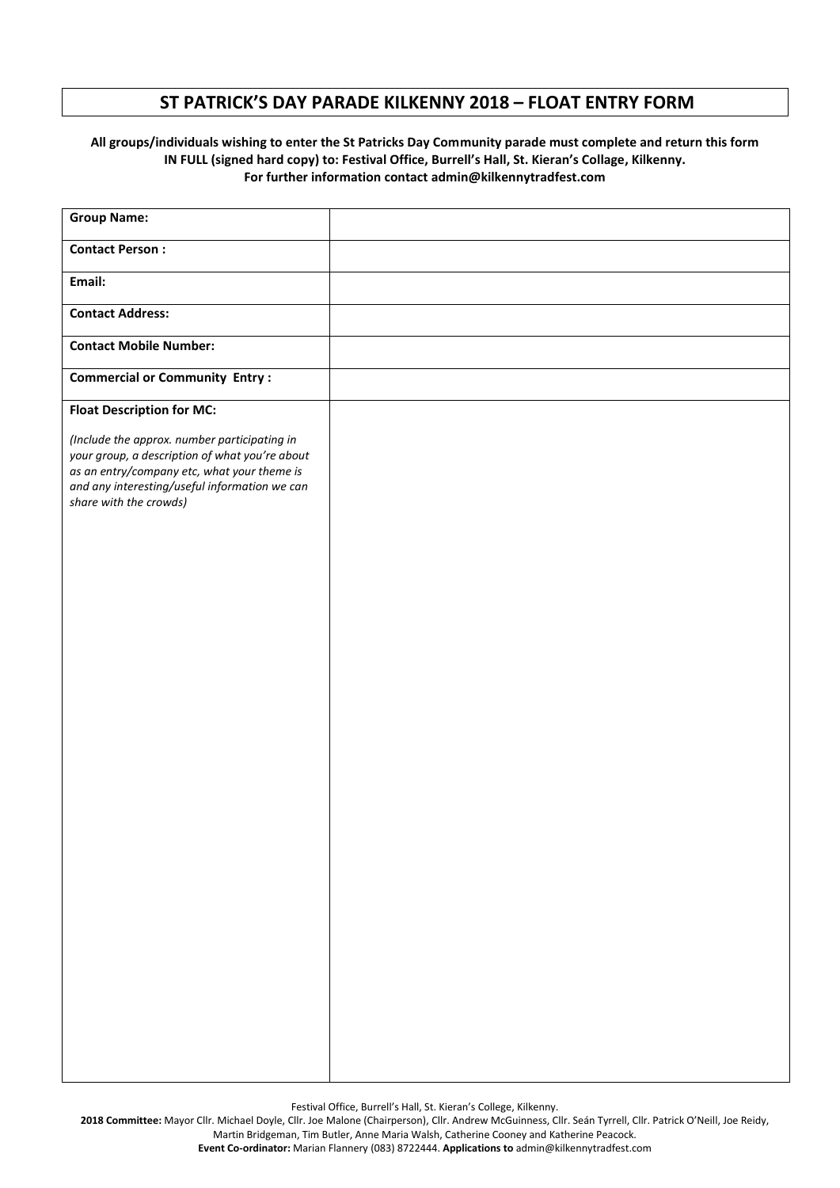# ST PATRICK'S DAY PARADE KILKENNY 2018 – FLOAT ENTRY FORM

**All groups/individuals wishing to enter the St Patricks Day Community parade must complete and return this form IN FULL (signed hard copy) to: Festival Office, Burrell's Hall, St. Kieran's Collage, Kilkenny. For further information contact admin@kilkennytradfest.com**

| | |
|---|---|
| **Group Name:** | |
| **Contact Person :** | |
| **Email:** | |
| **Contact Address:** | |
| **Contact Mobile Number:** | |
| **Commercial or Community Entry :** | |
| **Float Description for MC:**<br><br>*(Include the approx. number participating in your group, a description of what you're about as an entry/company etc, what your theme is and any interesting/useful information we can share with the crowds)* | |

Festival Office, Burrell's Hall, St. Kieran's College, Kilkenny.

**2018 Committee:** Mayor Cllr. Michael Doyle, Cllr. Joe Malone (Chairperson), Cllr. Andrew McGuinness, Cllr. Seán Tyrrell, Cllr. Patrick O'Neill, Joe Reidy, Martin Bridgeman, Tim Butler, Anne Maria Walsh, Catherine Cooney and Katherine Peacock.

**Event Co-ordinator:** Marian Flannery (083) 8722444. **Applications to** admin@kilkennytradfest.com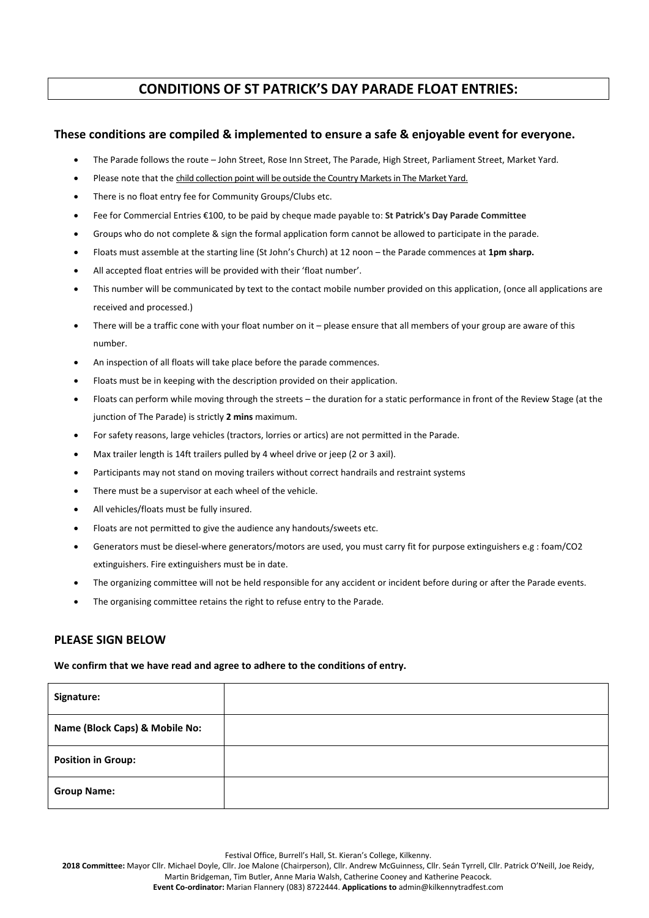# CONDITIONS OF ST PATRICK'S DAY PARADE FLOAT ENTRIES:

## These conditions are compiled & implemented to ensure a safe & enjoyable event for everyone.

- The Parade follows the route – John Street, Rose Inn Street, The Parade, High Street, Parliament Street, Market Yard.
- Please note that the child collection point will be outside the Country Markets in The Market Yard.
- There is no float entry fee for Community Groups/Clubs etc.
- Fee for Commercial Entries €100, to be paid by cheque made payable to: **St Patrick's Day Parade Committee**
- Groups who do not complete & sign the formal application form cannot be allowed to participate in the parade.
- Floats must assemble at the starting line (St John's Church) at 12 noon – the Parade commences at **1pm sharp.**
- All accepted float entries will be provided with their 'float number'.
- This number will be communicated by text to the contact mobile number provided on this application, (once all applications are received and processed.)
- There will be a traffic cone with your float number on it – please ensure that all members of your group are aware of this number.
- An inspection of all floats will take place before the parade commences.
- Floats must be in keeping with the description provided on their application.
- Floats can perform while moving through the streets – the duration for a static performance in front of the Review Stage (at the junction of The Parade) is strictly **2 mins** maximum.
- For safety reasons, large vehicles (tractors, lorries or artics) are not permitted in the Parade.
- Max trailer length is 14ft trailers pulled by 4 wheel drive or jeep (2 or 3 axil).
- Participants may not stand on moving trailers without correct handrails and restraint systems
- There must be a supervisor at each wheel of the vehicle.
- All vehicles/floats must be fully insured.
- Floats are not permitted to give the audience any handouts/sweets etc.
- Generators must be diesel-where generators/motors are used, you must carry fit for purpose extinguishers e.g : foam/CO2 extinguishers. Fire extinguishers must be in date.
- The organizing committee will not be held responsible for any accident or incident before during or after the Parade events.
- The organising committee retains the right to refuse entry to the Parade.

## PLEASE SIGN BELOW

**We confirm that we have read and agree to adhere to the conditions of entry.**

| | |
|---|---|
| **Signature:** | |
| **Name (Block Caps) & Mobile No:** | |
| **Position in Group:** | |
| **Group Name:** | |

Festival Office, Burrell's Hall, St. Kieran's College, Kilkenny.

**2018 Committee:** Mayor Cllr. Michael Doyle, Cllr. Joe Malone (Chairperson), Cllr. Andrew McGuinness, Cllr. Seán Tyrrell, Cllr. Patrick O'Neill, Joe Reidy, Martin Bridgeman, Tim Butler, Anne Maria Walsh, Catherine Cooney and Katherine Peacock.

**Event Co-ordinator:** Marian Flannery (083) 8722444. **Applications to** admin@kilkennytradfest.com